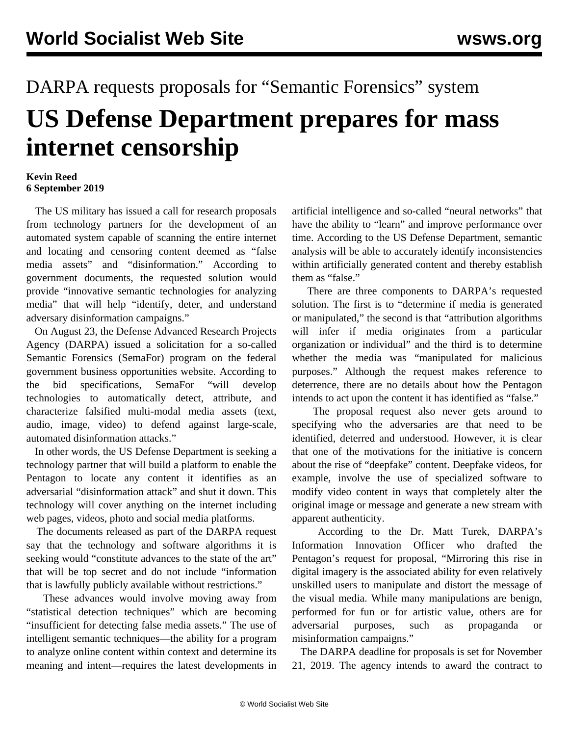DARPA requests proposals for "Semantic Forensics" system

# US Defense Department prepares for mass internet censorship

**Kevin Reed**
**6 September 2019**

The US military has issued a call for research proposals from technology partners for the development of an automated system capable of scanning the entire internet and locating and censoring content deemed as "false media assets" and "disinformation." According to government documents, the requested solution would provide "innovative semantic technologies for analyzing media" that will help "identify, deter, and understand adversary disinformation campaigns."

On August 23, the Defense Advanced Research Projects Agency (DARPA) issued a solicitation for a so-called Semantic Forensics (SemaFor) program on the federal government business opportunities website. According to the bid specifications, SemaFor "will develop technologies to automatically detect, attribute, and characterize falsified multi-modal media assets (text, audio, image, video) to defend against large-scale, automated disinformation attacks."

In other words, the US Defense Department is seeking a technology partner that will build a platform to enable the Pentagon to locate any content it identifies as an adversarial "disinformation attack" and shut it down. This technology will cover anything on the internet including web pages, videos, photo and social media platforms.

The documents released as part of the DARPA request say that the technology and software algorithms it is seeking would "constitute advances to the state of the art" that will be top secret and do not include "information that is lawfully publicly available without restrictions."

These advances would involve moving away from "statistical detection techniques" which are becoming "insufficient for detecting false media assets." The use of intelligent semantic techniques—the ability for a program to analyze online content within context and determine its meaning and intent—requires the latest developments in artificial intelligence and so-called "neural networks" that have the ability to "learn" and improve performance over time. According to the US Defense Department, semantic analysis will be able to accurately identify inconsistencies within artificially generated content and thereby establish them as "false."

There are three components to DARPA's requested solution. The first is to "determine if media is generated or manipulated," the second is that "attribution algorithms will infer if media originates from a particular organization or individual" and the third is to determine whether the media was "manipulated for malicious purposes." Although the request makes reference to deterrence, there are no details about how the Pentagon intends to act upon the content it has identified as "false."

The proposal request also never gets around to specifying who the adversaries are that need to be identified, deterred and understood. However, it is clear that one of the motivations for the initiative is concern about the rise of "deepfake" content. Deepfake videos, for example, involve the use of specialized software to modify video content in ways that completely alter the original image or message and generate a new stream with apparent authenticity.

According to the Dr. Matt Turek, DARPA's Information Innovation Officer who drafted the Pentagon's request for proposal, "Mirroring this rise in digital imagery is the associated ability for even relatively unskilled users to manipulate and distort the message of the visual media. While many manipulations are benign, performed for fun or for artistic value, others are for adversarial purposes, such as propaganda or misinformation campaigns."

The DARPA deadline for proposals is set for November 21, 2019. The agency intends to award the contract to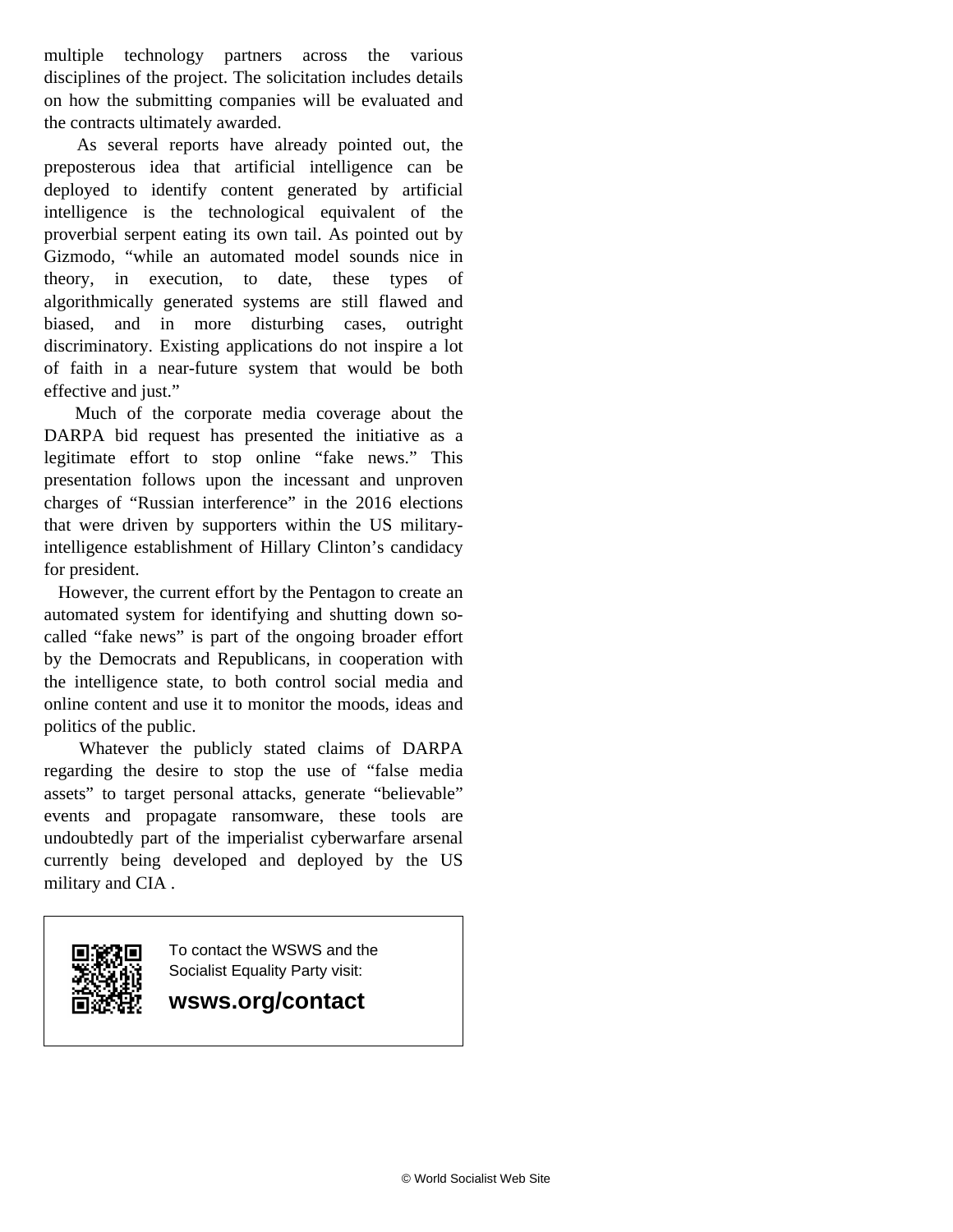multiple technology partners across the various disciplines of the project. The solicitation includes details on how the submitting companies will be evaluated and the contracts ultimately awarded.

As several reports have already pointed out, the preposterous idea that artificial intelligence can be deployed to identify content generated by artificial intelligence is the technological equivalent of the proverbial serpent eating its own tail. As pointed out by Gizmodo, "while an automated model sounds nice in theory, in execution, to date, these types of algorithmically generated systems are still flawed and biased, and in more disturbing cases, outright discriminatory. Existing applications do not inspire a lot of faith in a near-future system that would be both effective and just."

Much of the corporate media coverage about the DARPA bid request has presented the initiative as a legitimate effort to stop online "fake news." This presentation follows upon the incessant and unproven charges of "Russian interference" in the 2016 elections that were driven by supporters within the US military-intelligence establishment of Hillary Clinton's candidacy for president.

However, the current effort by the Pentagon to create an automated system for identifying and shutting down so-called "fake news" is part of the ongoing broader effort by the Democrats and Republicans, in cooperation with the intelligence state, to both control social media and online content and use it to monitor the moods, ideas and politics of the public.

Whatever the publicly stated claims of DARPA regarding the desire to stop the use of "false media assets" to target personal attacks, generate "believable" events and propagate ransomware, these tools are undoubtedly part of the imperialist cyberwarfare arsenal currently being developed and deployed by the US military and CIA .

To contact the WSWS and the Socialist Equality Party visit:

**wsws.org/contact**